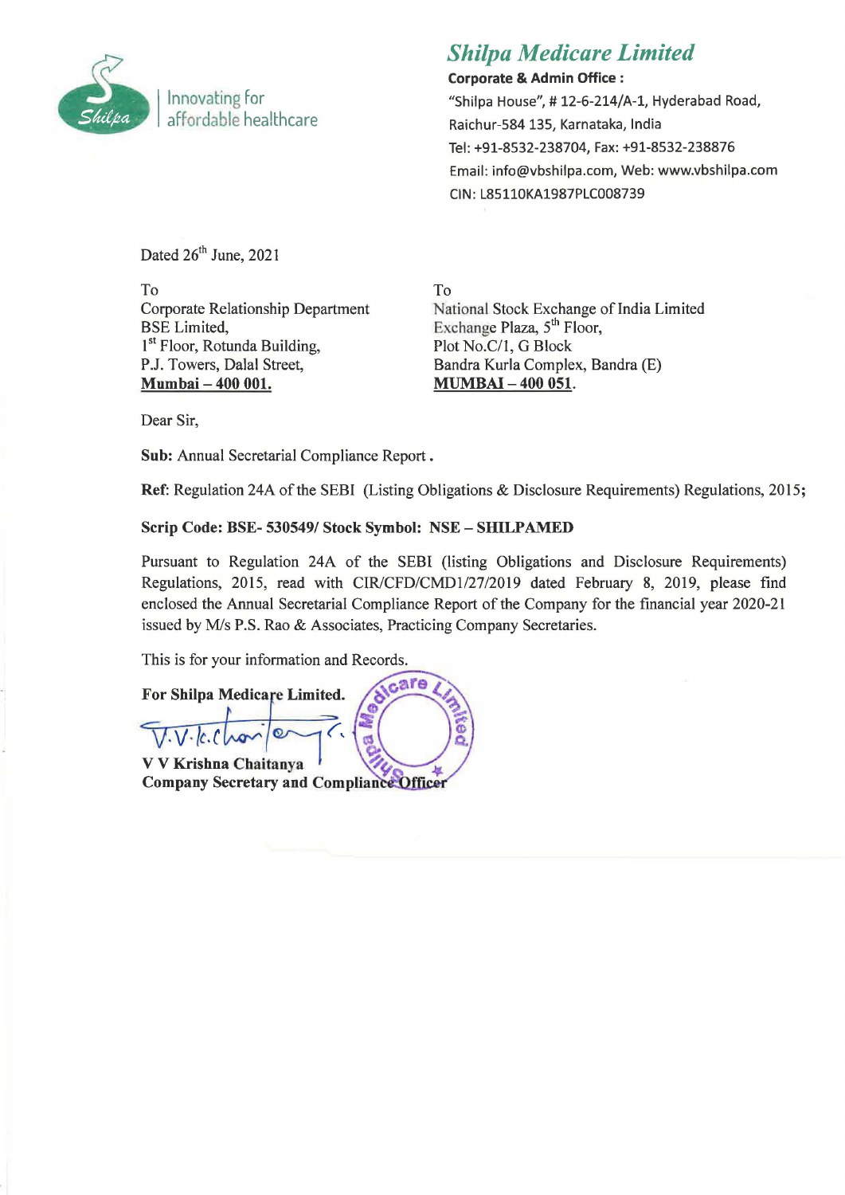# *Shilpa Medicare Limited*

Innovating for affordable healthcare

**Corporate & Admin Office :**
"Shilpa House", # 12-6-214/A-1, Hyderabad Road,
Raichur-584 135, Karnataka, India
Tel: +91-8532-238704, Fax: +91-8532-238876
Email: info@vbshilpa.com, Web: www.vbshilpa.com
CIN: L85110KA1987PLC008739

Dated 26th June, 2021

To
Corporate Relationship Department
BSE Limited,
1st Floor, Rotunda Building,
P.J. Towers, Dalal Street,
**Mumbai – 400 001.**

To
National Stock Exchange of India Limited
Exchange Plaza, 5th Floor,
Plot No.C/1, G Block
Bandra Kurla Complex, Bandra (E)
**MUMBAI – 400 051.**

Dear Sir,

**Sub:** Annual Secretarial Compliance Report.

**Ref:** Regulation 24A of the SEBI (Listing Obligations & Disclosure Requirements) Regulations, 2015;

**Scrip Code: BSE- 530549/ Stock Symbol: NSE – SHILPAMED**

Pursuant to Regulation 24A of the SEBI (listing Obligations and Disclosure Requirements) Regulations, 2015, read with CIR/CFD/CMD1/27/2019 dated February 8, 2019, please find enclosed the Annual Secretarial Compliance Report of the Company for the financial year 2020-21 issued by M/s P.S. Rao & Associates, Practicing Company Secretaries.

This is for your information and Records.

**For Shilpa Medicare Limited.**

**V V Krishna Chaitanya**
**Company Secretary and Compliance Officer**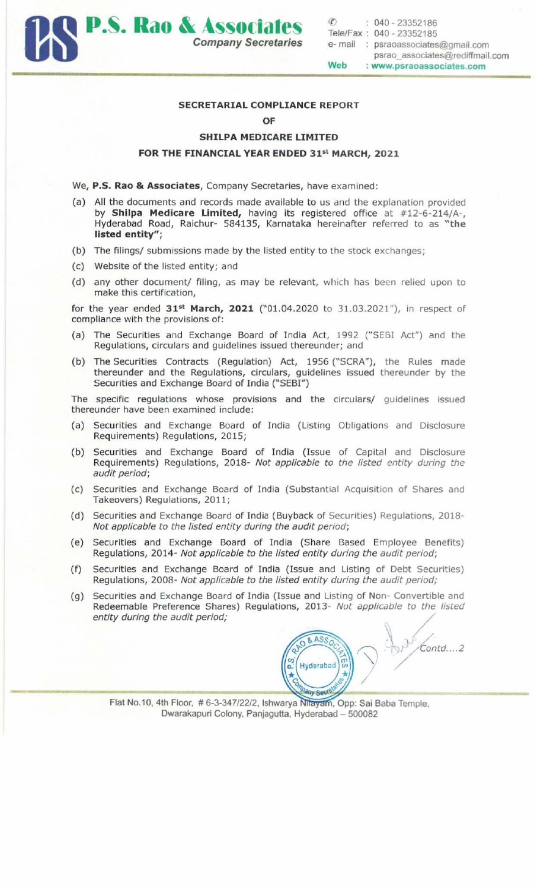## SECRETARIAL COMPLIANCE REPORT

## OF

## SHILPA MEDICARE LIMITED

## FOR THE FINANCIAL YEAR ENDED 31st MARCH, 2021

We, **P.S. Rao & Associates**, Company Secretaries, have examined:

(a) All the documents and records made available to us and the explanation provided by **Shilpa Medicare Limited,** having its registered office at #12-6-214/A-, Hyderabad Road, Raichur- 584135, Karnataka hereinafter referred to as **"the listed entity"**;

(b) The filings/ submissions made by the listed entity to the stock exchanges;

(c) Website of the listed entity; and

(d) any other document/ filing, as may be relevant, which has been relied upon to make this certification,

for the year ended **31st March, 2021** ("01.04.2020 to 31.03.2021"), in respect of compliance with the provisions of:

(a) The Securities and Exchange Board of India Act, 1992 ("SEBI Act") and the Regulations, circulars and guidelines issued thereunder; and

(b) The Securities Contracts (Regulation) Act, 1956 ("SCRA"), the Rules made thereunder and the Regulations, circulars, guidelines issued thereunder by the Securities and Exchange Board of India ("SEBI")

The specific regulations whose provisions and the circulars/ guidelines issued thereunder have been examined include:

(a) Securities and Exchange Board of India (Listing Obligations and Disclosure Requirements) Regulations, 2015;

(b) Securities and Exchange Board of India (Issue of Capital and Disclosure Requirements) Regulations, 2018- *Not applicable to the listed entity during the audit period*;

(c) Securities and Exchange Board of India (Substantial Acquisition of Shares and Takeovers) Regulations, 2011;

(d) Securities and Exchange Board of India (Buyback of Securities) Regulations, 2018- *Not applicable to the listed entity during the audit period*;

(e) Securities and Exchange Board of India (Share Based Employee Benefits) Regulations, 2014- *Not applicable to the listed entity during the audit period*;

(f) Securities and Exchange Board of India (Issue and Listing of Debt Securities) Regulations, 2008- *Not applicable to the listed entity during the audit period;*

(g) Securities and Exchange Board of India (Issue and Listing of Non- Convertible and Redeemable Preference Shares) Regulations, 2013- *Not applicable to the listed entity during the audit period;*

Contd....2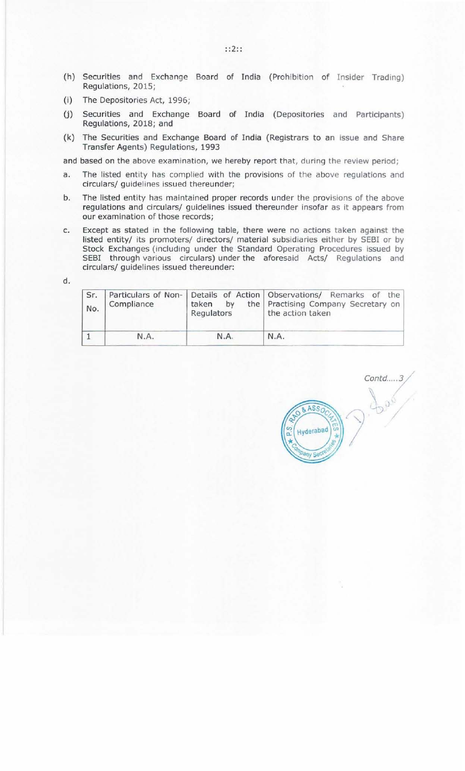(h) Securities and Exchange Board of India (Prohibition of Insider Trading) Regulations, 2015;

(i) The Depositories Act, 1996;

(j) Securities and Exchange Board of India (Depositories and Participants) Regulations, 2018; and

(k) The Securities and Exchange Board of India (Registrars to an issue and Share Transfer Agents) Regulations, 1993

and based on the above examination, we hereby report that, during the review period;

a. The listed entity has complied with the provisions of the above regulations and circulars/ guidelines issued thereunder;

b. The listed entity has maintained proper records under the provisions of the above regulations and circulars/ guidelines issued thereunder insofar as it appears from our examination of those records;

c. Except as stated in the following table, there were no actions taken against the listed entity/ its promoters/ directors/ material subsidiaries either by SEBI or by Stock Exchanges (including under the Standard Operating Procedures issued by SEBI through various circulars) under the aforesaid Acts/ Regulations and circulars/ guidelines issued thereunder:

d.

| Sr. No. | Particulars of Non-Compliance | Details of Action taken by the Regulators | Observations/ Remarks of the Practising Company Secretary on the action taken |
|---|---|---|---|
| 1 | N.A. | N.A. | N.A. |

*Contd.....3*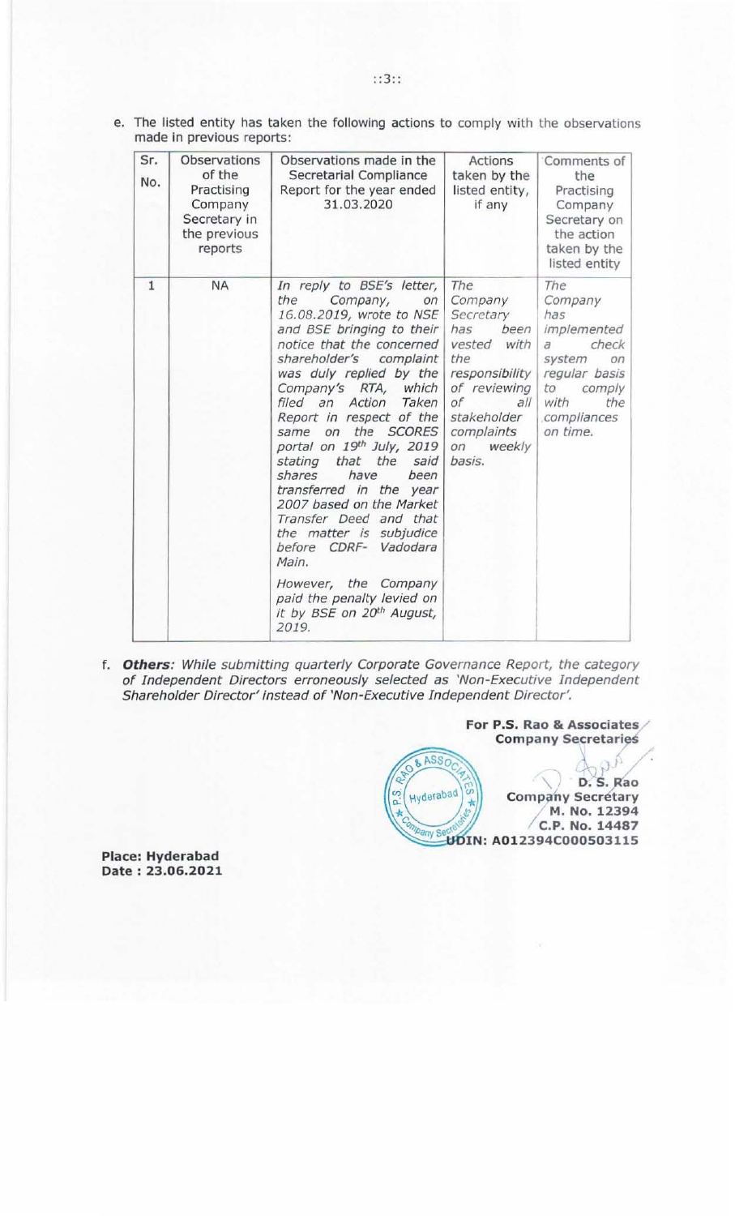e. The listed entity has taken the following actions to comply with the observations made in previous reports:

| Sr. No. | Observations of the Practising Company Secretary in the previous reports | Observations made in the Secretarial Compliance Report for the year ended 31.03.2020 | Actions taken by the listed entity, if any | Comments of the Practising Company Secretary on the action taken by the listed entity |
|---|---|---|---|---|
| 1 | NA | *In reply to BSE's letter, the Company, on 16.08.2019, wrote to NSE and BSE bringing to their notice that the concerned shareholder's complaint was duly replied by the Company's RTA, which filed an Action Taken Report in respect of the same on the SCORES portal on 19th July, 2019 stating that the said shares have been transferred in the year 2007 based on the Market Transfer Deed and that the matter is subjudice before CDRF- Vadodara Main.*<br><br>*However, the Company paid the penalty levied on it by BSE on 20th August, 2019.* | *The Company Secretary has been vested with the responsibility of reviewing of all stakeholder complaints on weekly basis.* | *The Company has implemented a check system on regular basis to comply with the compliances on time.* |

f. ***Others**: While submitting quarterly Corporate Governance Report, the category of Independent Directors erroneously selected as 'Non-Executive Independent Shareholder Director' instead of 'Non-Executive Independent Director'.*

**For P.S. Rao & Associates**
**Company Secretaries**

**D. S. Rao**
**Company Secretary**
**M. No. 12394**
**C.P. No. 14487**
**UDIN: A012394C000503115**

**Place: Hyderabad**
**Date : 23.06.2021**